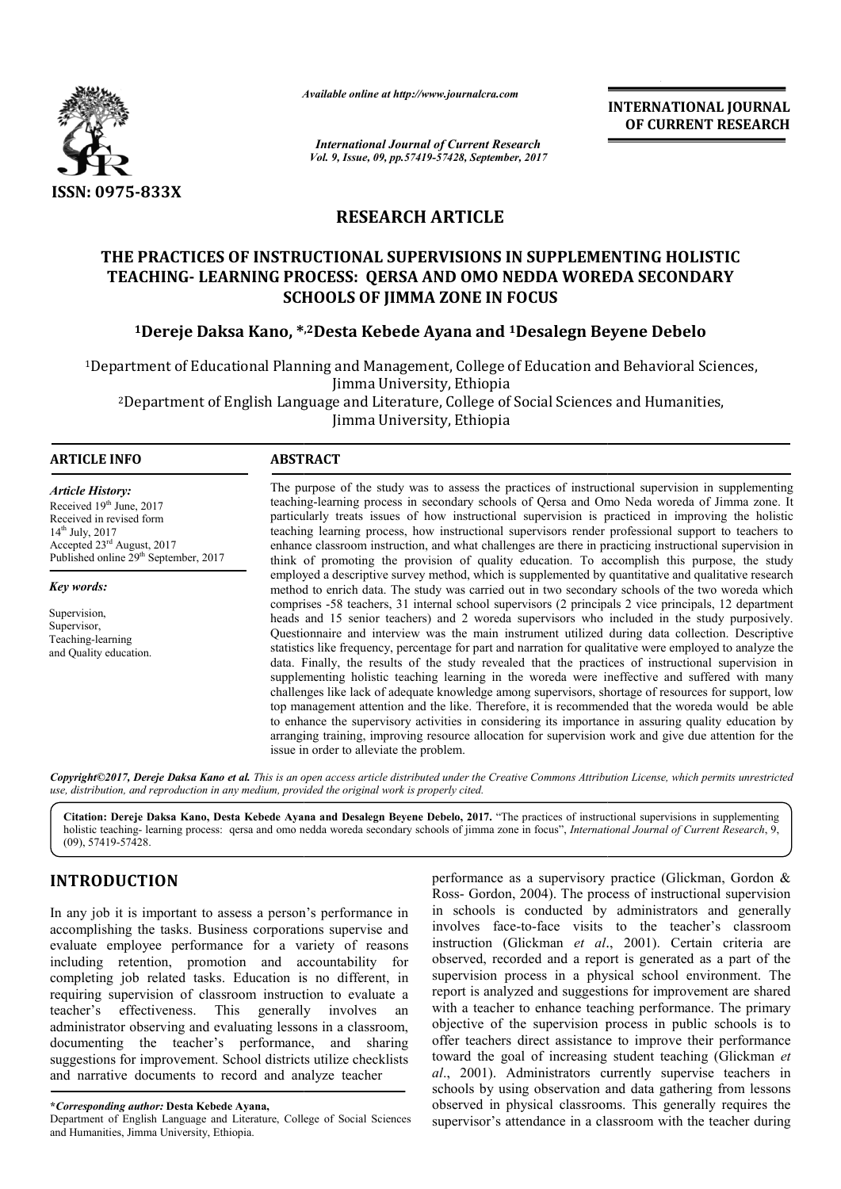# RESEARCH ARTICLE

# THE PRACTICES OF INSTRUCTIONAL SUPERVISIONS IN SUPPLEMENTING HOLISTIC TEACHING- LEARNING PROCESS: QERSA AND OMO NEDDA WOREDA SECONDARY SCHOOLS OF JIMMA ZONE IN FOCUS

**[1]Dereje Daksa Kano, *,[2]Desta Kebede Ayana and [1]Desalegn Beyene Debelo**

[1]Department of Educational Planning and Management, College of Education and Behavioral Sciences, Jimma University, Ethiopia

[2]Department of English Language and Literature, College of Social Sciences and Humanities, Jimma University, Ethiopia

## ARTICLE INFO

*Article History:*

Received 19th June, 2017
Received in revised form 14th July, 2017
Accepted 23rd August, 2017
Published online 29th September, 2017

*Key words:*

Supervision,
Supervisor,
Teaching-learning
and Quality education.

## ABSTRACT

The purpose of the study was to assess the practices of instructional supervision in supplementing teaching-learning process in secondary schools of Qersa and Omo Neda woreda of Jimma zone. It particularly treats issues of how instructional supervision is practiced in improving the holistic teaching learning process, how instructional supervisors render professional support to teachers to enhance classroom instruction, and what challenges are there in practicing instructional supervision in think of promoting the provision of quality education. To accomplish this purpose, the study employed a descriptive survey method, which is supplemented by quantitative and qualitative research method to enrich data. The study was carried out in two secondary schools of the two woreda which comprises -58 teachers, 31 internal school supervisors (2 principals 2 vice principals, 12 department heads and 15 senior teachers) and 2 woreda supervisors who included in the study purposively. Questionnaire and interview was the main instrument utilized during data collection. Descriptive statistics like frequency, percentage for part and narration for qualitative were employed to analyze the data. Finally, the results of the study revealed that the practices of instructional supervision in supplementing holistic teaching learning in the woreda were ineffective and suffered with many challenges like lack of adequate knowledge among supervisors, shortage of resources for support, low top management attention and the like. Therefore, it is recommended that the woreda would be able to enhance the supervisory activities in considering its importance in assuring quality education by arranging training, improving resource allocation for supervision work and give due attention for the issue in order to alleviate the problem.

*Copyright©2017, Dereje Daksa Kano et al. This is an open access article distributed under the Creative Commons Attribution License, which permits unrestricted use, distribution, and reproduction in any medium, provided the original work is properly cited.*

**Citation: Dereje Daksa Kano, Desta Kebede Ayana and Desalegn Beyene Debelo, 2017.** "The practices of instructional supervisions in supplementing holistic teaching- learning process: qersa and omo nedda woreda secondary schools of jimma zone in focus", *International Journal of Current Research*, 9, (09), 57419-57428.

## INTRODUCTION

In any job it is important to assess a person's performance in accomplishing the tasks. Business corporations supervise and evaluate employee performance for a variety of reasons including retention, promotion and accountability for completing job related tasks. Education is no different, in requiring supervision of classroom instruction to evaluate a teacher's effectiveness. This generally involves an administrator observing and evaluating lessons in a classroom, documenting the teacher's performance, and sharing suggestions for improvement. School districts utilize checklists and narrative documents to record and analyze teacher performance as a supervisory practice (Glickman, Gordon & Ross- Gordon, 2004). The process of instructional supervision in schools is conducted by administrators and generally involves face-to-face visits to the teacher's classroom instruction (Glickman *et al*., 2001). Certain criteria are observed, recorded and a report is generated as a part of the supervision process in a physical school environment. The report is analyzed and suggestions for improvement are shared with a teacher to enhance teaching performance. The primary objective of the supervision process in public schools is to offer teachers direct assistance to improve their performance toward the goal of increasing student teaching (Glickman *et al*., 2001). Administrators currently supervise teachers in schools by using observation and data gathering from lessons observed in physical classrooms. This generally requires the supervisor's attendance in a classroom with the teacher during

***Corresponding author:* Desta Kebede Ayana,**
Department of English Language and Literature, College of Social Sciences and Humanities, Jimma University, Ethiopia.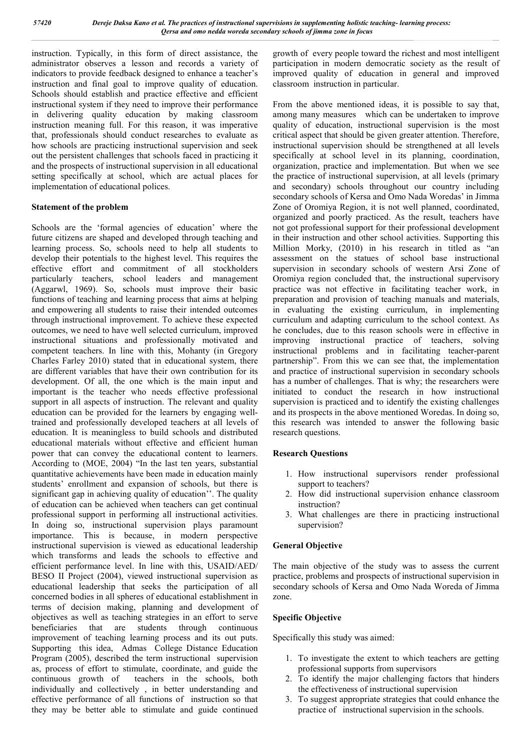instruction. Typically, in this form of direct assistance, the administrator observes a lesson and records a variety of indicators to provide feedback designed to enhance a teacher's instruction and final goal to improve quality of education. Schools should establish and practice effective and efficient instructional system if they need to improve their performance in delivering quality education by making classroom instruction meaning full. For this reason, it was imperative that, professionals should conduct researches to evaluate as how schools are practicing instructional supervision and seek out the persistent challenges that schools faced in practicing it and the prospects of instructional supervision in all educational setting specifically at school, which are actual places for implementation of educational polices.

## Statement of the problem

Schools are the 'formal agencies of education' where the future citizens are shaped and developed through teaching and learning process. So, schools need to help all students to develop their potentials to the highest level. This requires the effective effort and commitment of all stockholders particularly teachers, school leaders and management (Aggarwl, 1969). So, schools must improve their basic functions of teaching and learning process that aims at helping and empowering all students to raise their intended outcomes through instructional improvement. To achieve these expected outcomes, we need to have well selected curriculum, improved instructional situations and professionally motivated and competent teachers. In line with this, Mohanty (in Gregory Charles Farley 2010) stated that in educational system, there are different variables that have their own contribution for its development. Of all, the one which is the main input and important is the teacher who needs effective professional support in all aspects of instruction. The relevant and quality education can be provided for the learners by engaging well-trained and professionally developed teachers at all levels of education. It is meaningless to build schools and distributed educational materials without effective and efficient human power that can convey the educational content to learners. According to (MOE, 2004) "In the last ten years, substantial quantitative achievements have been made in education mainly students' enrollment and expansion of schools, but there is significant gap in achieving quality of education''. The quality of education can be achieved when teachers can get continual professional support in performing all instructional activities. In doing so, instructional supervision plays paramount importance. This is because, in modern perspective instructional supervision is viewed as educational leadership which transforms and leads the schools to effective and efficient performance level. In line with this, USAID/AED/ BESO II Project (2004), viewed instructional supervision as educational leadership that seeks the participation of all concerned bodies in all spheres of educational establishment in terms of decision making, planning and development of objectives as well as teaching strategies in an effort to serve beneficiaries that are students through continuous improvement of teaching learning process and its out puts. Supporting this idea, Admas College Distance Education Program (2005), described the term instructional supervision as, process of effort to stimulate, coordinate, and guide the continuous growth of teachers in the schools, both individually and collectively , in better understanding and effective performance of all functions of instruction so that they may be better able to stimulate and guide continued growth of every people toward the richest and most intelligent participation in modern democratic society as the result of improved quality of education in general and improved classroom instruction in particular.

From the above mentioned ideas, it is possible to say that, among many measures which can be undertaken to improve quality of education, instructional supervision is the most critical aspect that should be given greater attention. Therefore, instructional supervision should be strengthened at all levels specifically at school level in its planning, coordination, organization, practice and implementation. But when we see the practice of instructional supervision, at all levels (primary and secondary) schools throughout our country including secondary schools of Kersa and Omo Nada Woredas' in Jimma Zone of Oromiya Region, it is not well planned, coordinated, organized and poorly practiced. As the result, teachers have not got professional support for their professional development in their instruction and other school activities. Supporting this Million Morky, (2010) in his research in titled as "an assessment on the statues of school base instructional supervision in secondary schools of western Arsi Zone of Oromiya region concluded that, the instructional supervisory practice was not effective in facilitating teacher work, in preparation and provision of teaching manuals and materials, in evaluating the existing curriculum, in implementing curriculum and adapting curriculum to the school context. As he concludes, due to this reason schools were in effective in improving instructional practice of teachers, solving instructional problems and in facilitating teacher-parent partnership". From this we can see that, the implementation and practice of instructional supervision in secondary schools has a number of challenges. That is why; the researchers were initiated to conduct the research in how instructional supervision is practiced and to identify the existing challenges and its prospects in the above mentioned Woredas. In doing so, this research was intended to answer the following basic research questions.

## Research Questions

1. How instructional supervisors render professional support to teachers?
2. How did instructional supervision enhance classroom instruction?
3. What challenges are there in practicing instructional supervision?

## General Objective

The main objective of the study was to assess the current practice, problems and prospects of instructional supervision in secondary schools of Kersa and Omo Nada Woreda of Jimma zone.

## Specific Objective

Specifically this study was aimed:

1. To investigate the extent to which teachers are getting professional supports from supervisors
2. To identify the major challenging factors that hinders the effectiveness of instructional supervision
3. To suggest appropriate strategies that could enhance the practice of instructional supervision in the schools.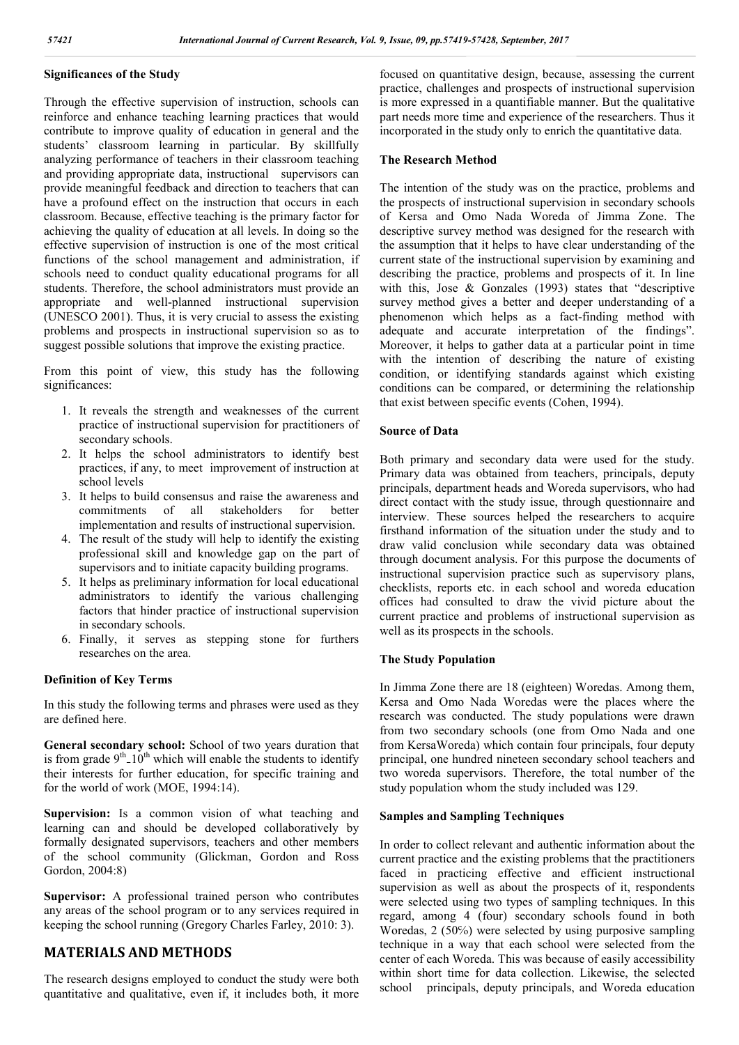### Significances of the Study

Through the effective supervision of instruction, schools can reinforce and enhance teaching learning practices that would contribute to improve quality of education in general and the students' classroom learning in particular. By skillfully analyzing performance of teachers in their classroom teaching and providing appropriate data, instructional supervisors can provide meaningful feedback and direction to teachers that can have a profound effect on the instruction that occurs in each classroom. Because, effective teaching is the primary factor for achieving the quality of education at all levels. In doing so the effective supervision of instruction is one of the most critical functions of the school management and administration, if schools need to conduct quality educational programs for all students. Therefore, the school administrators must provide an appropriate and well-planned instructional supervision (UNESCO 2001). Thus, it is very crucial to assess the existing problems and prospects in instructional supervision so as to suggest possible solutions that improve the existing practice.

From this point of view, this study has the following significances:

1. It reveals the strength and weaknesses of the current practice of instructional supervision for practitioners of secondary schools.
2. It helps the school administrators to identify best practices, if any, to meet improvement of instruction at school levels
3. It helps to build consensus and raise the awareness and commitments of all stakeholders for better implementation and results of instructional supervision.
4. The result of the study will help to identify the existing professional skill and knowledge gap on the part of supervisors and to initiate capacity building programs.
5. It helps as preliminary information for local educational administrators to identify the various challenging factors that hinder practice of instructional supervision in secondary schools.
6. Finally, it serves as stepping stone for furthers researches on the area.

### Definition of Key Terms

In this study the following terms and phrases were used as they are defined here.

**General secondary school:** School of two years duration that is from grade $9^{th}$-$10^{th}$ which will enable the students to identify their interests for further education, for specific training and for the world of work (MOE, 1994:14).

**Supervision:** Is a common vision of what teaching and learning can and should be developed collaboratively by formally designated supervisors, teachers and other members of the school community (Glickman, Gordon and Ross Gordon, 2004:8)

**Supervisor:** A professional trained person who contributes any areas of the school program or to any services required in keeping the school running (Gregory Charles Farley, 2010: 3).

## MATERIALS AND METHODS

The research designs employed to conduct the study were both quantitative and qualitative, even if, it includes both, it more focused on quantitative design, because, assessing the current practice, challenges and prospects of instructional supervision is more expressed in a quantifiable manner. But the qualitative part needs more time and experience of the researchers. Thus it incorporated in the study only to enrich the quantitative data.

### The Research Method

The intention of the study was on the practice, problems and the prospects of instructional supervision in secondary schools of Kersa and Omo Nada Woreda of Jimma Zone. The descriptive survey method was designed for the research with the assumption that it helps to have clear understanding of the current state of the instructional supervision by examining and describing the practice, problems and prospects of it. In line with this, Jose & Gonzales (1993) states that "descriptive survey method gives a better and deeper understanding of a phenomenon which helps as a fact-finding method with adequate and accurate interpretation of the findings". Moreover, it helps to gather data at a particular point in time with the intention of describing the nature of existing condition, or identifying standards against which existing conditions can be compared, or determining the relationship that exist between specific events (Cohen, 1994).

### Source of Data

Both primary and secondary data were used for the study. Primary data was obtained from teachers, principals, deputy principals, department heads and Woreda supervisors, who had direct contact with the study issue, through questionnaire and interview. These sources helped the researchers to acquire firsthand information of the situation under the study and to draw valid conclusion while secondary data was obtained through document analysis. For this purpose the documents of instructional supervision practice such as supervisory plans, checklists, reports etc. in each school and woreda education offices had consulted to draw the vivid picture about the current practice and problems of instructional supervision as well as its prospects in the schools.

### The Study Population

In Jimma Zone there are 18 (eighteen) Woredas. Among them, Kersa and Omo Nada Woredas were the places where the research was conducted. The study populations were drawn from two secondary schools (one from Omo Nada and one from KersaWoreda) which contain four principals, four deputy principal, one hundred nineteen secondary school teachers and two woreda supervisors. Therefore, the total number of the study population whom the study included was 129.

### Samples and Sampling Techniques

In order to collect relevant and authentic information about the current practice and the existing problems that the practitioners faced in practicing effective and efficient instructional supervision as well as about the prospects of it, respondents were selected using two types of sampling techniques. In this regard, among 4 (four) secondary schools found in both Woredas, 2 (50%) were selected by using purposive sampling technique in a way that each school were selected from the center of each Woreda. This was because of easily accessibility within short time for data collection. Likewise, the selected school principals, deputy principals, and Woreda education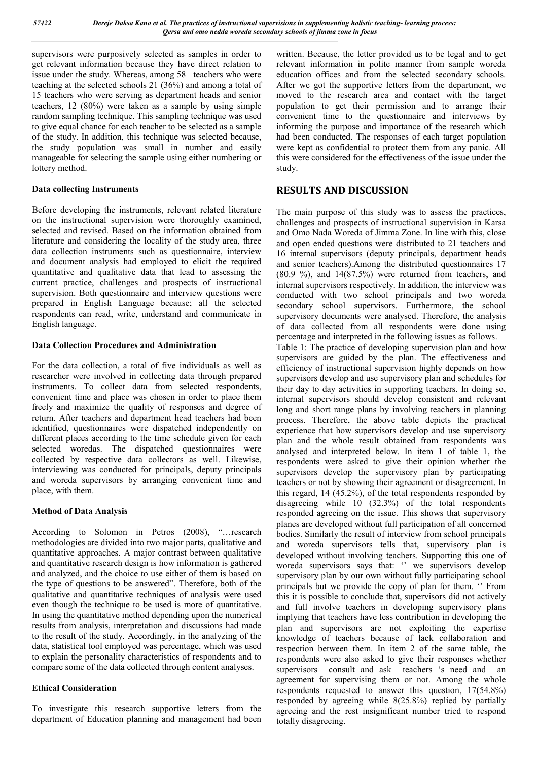supervisors were purposively selected as samples in order to get relevant information because they have direct relation to issue under the study. Whereas, among 58 teachers who were teaching at the selected schools 21 (36%) and among a total of 15 teachers who were serving as department heads and senior teachers, 12 (80%) were taken as a sample by using simple random sampling technique. This sampling technique was used to give equal chance for each teacher to be selected as a sample of the study. In addition, this technique was selected because, the study population was small in number and easily manageable for selecting the sample using either numbering or lottery method.

### Data collecting Instruments

Before developing the instruments, relevant related literature on the instructional supervision were thoroughly examined, selected and revised. Based on the information obtained from literature and considering the locality of the study area, three data collection instruments such as questionnaire, interview and document analysis had employed to elicit the required quantitative and qualitative data that lead to assessing the current practice, challenges and prospects of instructional supervision. Both questionnaire and interview questions were prepared in English Language because; all the selected respondents can read, write, understand and communicate in English language.

### Data Collection Procedures and Administration

For the data collection, a total of five individuals as well as researcher were involved in collecting data through prepared instruments. To collect data from selected respondents, convenient time and place was chosen in order to place them freely and maximize the quality of responses and degree of return. After teachers and department head teachers had been identified, questionnaires were dispatched independently on different places according to the time schedule given for each selected woredas. The dispatched questionnaires were collected by respective data collectors as well. Likewise, interviewing was conducted for principals, deputy principals and woreda supervisors by arranging convenient time and place, with them.

### Method of Data Analysis

According to Solomon in Petros (2008), "…research methodologies are divided into two major parts, qualitative and quantitative approaches. A major contrast between qualitative and quantitative research design is how information is gathered and analyzed, and the choice to use either of them is based on the type of questions to be answered". Therefore, both of the qualitative and quantitative techniques of analysis were used even though the technique to be used is more of quantitative. In using the quantitative method depending upon the numerical results from analysis, interpretation and discussions had made to the result of the study. Accordingly, in the analyzing of the data, statistical tool employed was percentage, which was used to explain the personality characteristics of respondents and to compare some of the data collected through content analyses.

### Ethical Consideration

To investigate this research supportive letters from the department of Education planning and management had been written. Because, the letter provided us to be legal and to get relevant information in polite manner from sample woreda education offices and from the selected secondary schools. After we got the supportive letters from the department, we moved to the research area and contact with the target population to get their permission and to arrange their convenient time to the questionnaire and interviews by informing the purpose and importance of the research which had been conducted. The responses of each target population were kept as confidential to protect them from any panic. All this were considered for the effectiveness of the issue under the study.

## RESULTS AND DISCUSSION

The main purpose of this study was to assess the practices, challenges and prospects of instructional supervision in Karsa and Omo Nada Woreda of Jimma Zone. In line with this, close and open ended questions were distributed to 21 teachers and 16 internal supervisors (deputy principals, department heads and senior teachers).Among the distributed questionnaires 17 (80.9 %), and 14(87.5%) were returned from teachers, and internal supervisors respectively. In addition, the interview was conducted with two school principals and two woreda secondary school supervisors. Furthermore, the school supervisory documents were analysed. Therefore, the analysis of data collected from all respondents were done using percentage and interpreted in the following issues as follows.

Table 1: The practice of developing supervision plan and how supervisors are guided by the plan. The effectiveness and efficiency of instructional supervision highly depends on how supervisors develop and use supervisory plan and schedules for their day to day activities in supporting teachers. In doing so, internal supervisors should develop consistent and relevant long and short range plans by involving teachers in planning process. Therefore, the above table depicts the practical experience that how supervisors develop and use supervisory plan and the whole result obtained from respondents was analysed and interpreted below. In item 1 of table 1, the respondents were asked to give their opinion whether the supervisors develop the supervisory plan by participating teachers or not by showing their agreement or disagreement. In this regard, 14 (45.2%), of the total respondents responded by disagreeing while 10 (32.3%) of the total respondents responded agreeing on the issue. This shows that supervisory planes are developed without full participation of all concerned bodies. Similarly the result of interview from school principals and woreda supervisors tells that, supervisory plan is developed without involving teachers. Supporting this one of woreda supervisors says that: '' we supervisors develop supervisory plan by our own without fully participating school principals but we provide the copy of plan for them. '' From this it is possible to conclude that, supervisors did not actively and full involve teachers in developing supervisory plans implying that teachers have less contribution in developing the plan and supervisors are not exploiting the expertise knowledge of teachers because of lack collaboration and respection between them. In item 2 of the same table, the respondents were also asked to give their responses whether supervisors consult and ask teachers 's need and an agreement for supervising them or not. Among the whole respondents requested to answer this question, 17(54.8%) responded by agreeing while 8(25.8%) replied by partially agreeing and the rest insignificant number tried to respond totally disagreeing.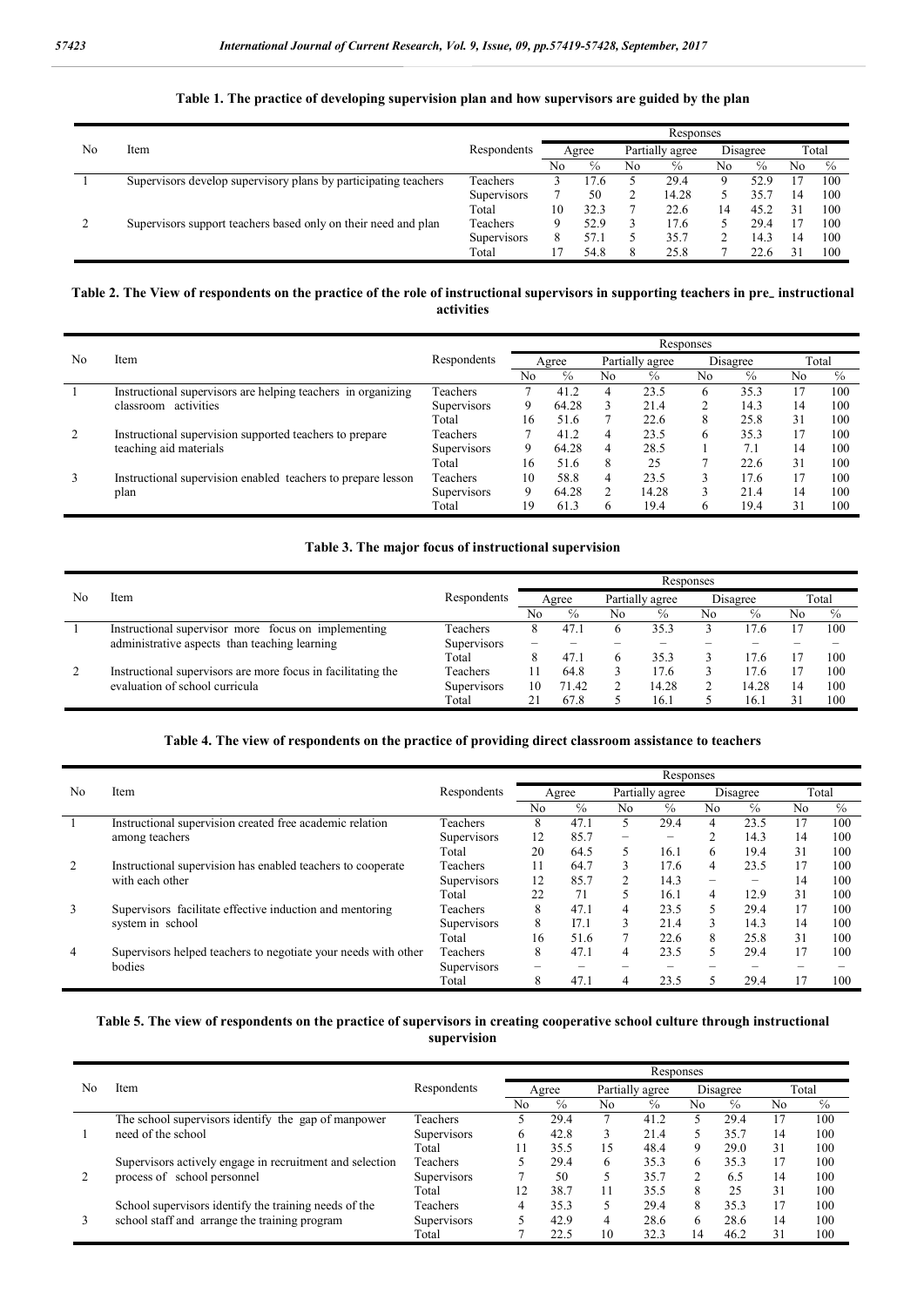**Table 1. The practice of developing supervision plan and how supervisors are guided by the plan**

| No | Item | Respondents | Responses | | | | | | | |
|---|---|---|---|---|---|---|---|---|---|---|
| | | | Agree | | Partially agree | | Disagree | | Total | |
| | | | No | % | No | % | No | % | No | % |
| 1 | Supervisors develop supervisory plans by participating teachers | Teachers | 3 | 17.6 | 5 | 29.4 | 9 | 52.9 | 17 | 100 |
| | | Supervisors | 7 | 50 | 2 | 14.28 | 5 | 35.7 | 14 | 100 |
| | | Total | 10 | 32.3 | 7 | 22.6 | 14 | 45.2 | 31 | 100 |
| 2 | Supervisors support teachers based only on their need and plan | Teachers | 9 | 52.9 | 3 | 17.6 | 5 | 29.4 | 17 | 100 |
| | | Supervisors | 8 | 57.1 | 5 | 35.7 | 2 | 14.3 | 14 | 100 |
| | | Total | 17 | 54.8 | 8 | 25.8 | 7 | 22.6 | 31 | 100 |

**Table 2. The View of respondents on the practice of the role of instructional supervisors in supporting teachers in pre_ instructional activities**

| No | Item | Respondents | Responses | | | | | | | |
|---|---|---|---|---|---|---|---|---|---|---|
| | | | Agree | | Partially agree | | Disagree | | Total | |
| | | | No | % | No | % | No | % | No | % |
| 1 | Instructional supervisors are helping teachers in organizing classroom activities | Teachers | 7 | 41.2 | 4 | 23.5 | 6 | 35.3 | 17 | 100 |
| | | Supervisors | 9 | 64.28 | 3 | 21.4 | 2 | 14.3 | 14 | 100 |
| | | Total | 16 | 51.6 | 7 | 22.6 | 8 | 25.8 | 31 | 100 |
| 2 | Instructional supervision supported teachers to prepare teaching aid materials | Teachers | 7 | 41.2 | 4 | 23.5 | 6 | 35.3 | 17 | 100 |
| | | Supervisors | 9 | 64.28 | 4 | 28.5 | 1 | 7.1 | 14 | 100 |
| | | Total | 16 | 51.6 | 8 | 25 | 7 | 22.6 | 31 | 100 |
| 3 | Instructional supervision enabled teachers to prepare lesson plan | Teachers | 10 | 58.8 | 4 | 23.5 | 3 | 17.6 | 17 | 100 |
| | | Supervisors | 9 | 64.28 | 2 | 14.28 | 3 | 21.4 | 14 | 100 |
| | | Total | 19 | 61.3 | 6 | 19.4 | 6 | 19.4 | 31 | 100 |

**Table 3. The major focus of instructional supervision**

| No | Item | Respondents | Responses | | | | | | | |
|---|---|---|---|---|---|---|---|---|---|---|
| | | | Agree | | Partially agree | | Disagree | | Total | |
| | | | No | % | No | % | No | % | No | % |
| 1 | Instructional supervisor more focus on implementing administrative aspects than teaching learning | Teachers | 8 | 47.1 | 6 | 35.3 | 3 | 17.6 | 17 | 100 |
| | | Supervisors | – | – | – | – | – | – | – | – |
| | | Total | 8 | 47.1 | 6 | 35.3 | 3 | 17.6 | 17 | 100 |
| 2 | Instructional supervisors are more focus in facilitating the evaluation of school curricula | Teachers | 11 | 64.8 | 3 | 17.6 | 3 | 17.6 | 17 | 100 |
| | | Supervisors | 10 | 71.42 | 2 | 14.28 | 2 | 14.28 | 14 | 100 |
| | | Total | 21 | 67.8 | 5 | 16.1 | 5 | 16.1 | 31 | 100 |

**Table 4. The view of respondents on the practice of providing direct classroom assistance to teachers**

| No | Item | Respondents | Responses | | | | | | | |
|---|---|---|---|---|---|---|---|---|---|---|
| | | | Agree | | Partially agree | | Disagree | | Total | |
| | | | No | % | No | % | No | % | No | % |
| 1 | Instructional supervision created free academic relation among teachers | Teachers | 8 | 47.1 | 5 | 29.4 | 4 | 23.5 | 17 | 100 |
| | | Supervisors | 12 | 85.7 | – | – | 2 | 14.3 | 14 | 100 |
| | | Total | 20 | 64.5 | 5 | 16.1 | 6 | 19.4 | 31 | 100 |
| 2 | Instructional supervision has enabled teachers to cooperate with each other | Teachers | 11 | 64.7 | 3 | 17.6 | 4 | 23.5 | 17 | 100 |
| | | Supervisors | 12 | 85.7 | 2 | 14.3 | – | – | 14 | 100 |
| | | Total | 22 | 71 | 5 | 16.1 | 4 | 12.9 | 31 | 100 |
| 3 | Supervisors facilitate effective induction and mentoring system in school | Teachers | 8 | 47.1 | 4 | 23.5 | 5 | 29.4 | 17 | 100 |
| | | Supervisors | 8 | 17.1 | 3 | 21.4 | 3 | 14.3 | 14 | 100 |
| | | Total | 16 | 51.6 | 7 | 22.6 | 8 | 25.8 | 31 | 100 |
| 4 | Supervisors helped teachers to negotiate your needs with other bodies | Teachers | 8 | 47.1 | 4 | 23.5 | 5 | 29.4 | 17 | 100 |
| | | Supervisors | – | – | – | – | – | – | – | – |
| | | Total | 8 | 47.1 | 4 | 23.5 | 5 | 29.4 | 17 | 100 |

**Table 5. The view of respondents on the practice of supervisors in creating cooperative school culture through instructional supervision**

| No | Item | Respondents | Responses | | | | | | | |
|---|---|---|---|---|---|---|---|---|---|---|
| | | | Agree | | Partially agree | | Disagree | | Total | |
| | | | No | % | No | % | No | % | No | % |
| 1 | The school supervisors identify the gap of manpower need of the school | Teachers | 5 | 29.4 | 7 | 41.2 | 5 | 29.4 | 17 | 100 |
| | | Supervisors | 6 | 42.8 | 3 | 21.4 | 5 | 35.7 | 14 | 100 |
| | | Total | 11 | 35.5 | 15 | 48.4 | 9 | 29.0 | 31 | 100 |
| 2 | Supervisors actively engage in recruitment and selection process of school personnel | Teachers | 5 | 29.4 | 6 | 35.3 | 6 | 35.3 | 17 | 100 |
| | | Supervisors | 7 | 50 | 5 | 35.7 | 2 | 6.5 | 14 | 100 |
| | | Total | 12 | 38.7 | 11 | 35.5 | 8 | 25 | 31 | 100 |
| 3 | School supervisors identify the training needs of the school staff and arrange the training program | Teachers | 4 | 35.3 | 5 | 29.4 | 8 | 35.3 | 17 | 100 |
| | | Supervisors | 5 | 42.9 | 4 | 28.6 | 6 | 28.6 | 14 | 100 |
| | | Total | 7 | 22.5 | 10 | 32.3 | 14 | 46.2 | 31 | 100 |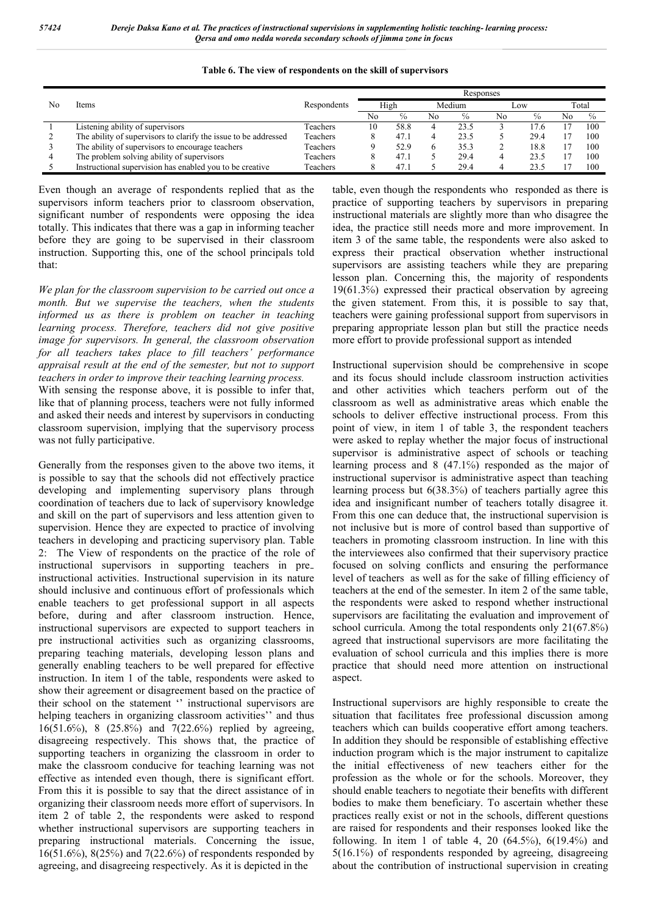**Table 6. The view of respondents on the skill of supervisors**

| No | Items | Respondents | Responses | | | | | | | |
|---|---|---|---|---|---|---|---|---|---|---|
| | | | High | | Medium | | Low | | Total | |
| | | | No | % | No | % | No | % | No | % |
| 1 | Listening ability of supervisors | Teachers | 10 | 58.8 | 4 | 23.5 | 3 | 17.6 | 17 | 100 |
| 2 | The ability of supervisors to clarify the issue to be addressed | Teachers | 8 | 47.1 | 4 | 23.5 | 5 | 29.4 | 17 | 100 |
| 3 | The ability of supervisors to encourage teachers | Teachers | 9 | 52.9 | 6 | 35.3 | 2 | 18.8 | 17 | 100 |
| 4 | The problem solving ability of supervisors | Teachers | 8 | 47.1 | 5 | 29.4 | 4 | 23.5 | 17 | 100 |
| 5 | Instructional supervision has enabled you to be creative | Teachers | 8 | 47.1 | 5 | 29.4 | 4 | 23.5 | 17 | 100 |

Even though an average of respondents replied that as the supervisors inform teachers prior to classroom observation, significant number of respondents were opposing the idea totally. This indicates that there was a gap in informing teacher before they are going to be supervised in their classroom instruction. Supporting this, one of the school principals told that:

*We plan for the classroom supervision to be carried out once a month. But we supervise the teachers, when the students informed us as there is problem on teacher in teaching learning process. Therefore, teachers did not give positive image for supervisors. In general, the classroom observation for all teachers takes place to fill teachers' performance appraisal result at the end of the semester, but not to support teachers in order to improve their teaching learning process.*

With sensing the response above, it is possible to infer that, like that of planning process, teachers were not fully informed and asked their needs and interest by supervisors in conducting classroom supervision, implying that the supervisory process was not fully participative.

Generally from the responses given to the above two items, it is possible to say that the schools did not effectively practice developing and implementing supervisory plans through coordination of teachers due to lack of supervisory knowledge and skill on the part of supervisors and less attention given to supervision. Hence they are expected to practice of involving teachers in developing and practicing supervisory plan. Table 2: The View of respondents on the practice of the role of instructional supervisors in supporting teachers in pre_ instructional activities. Instructional supervision in its nature should inclusive and continuous effort of professionals which enable teachers to get professional support in all aspects before, during and after classroom instruction. Hence, instructional supervisors are expected to support teachers in pre instructional activities such as organizing classrooms, preparing teaching materials, developing lesson plans and generally enabling teachers to be well prepared for effective instruction. In item 1 of the table, respondents were asked to show their agreement or disagreement based on the practice of their school on the statement '' instructional supervisors are helping teachers in organizing classroom activities'' and thus 16(51.6%), 8 (25.8%) and 7(22.6%) replied by agreeing, disagreeing respectively. This shows that, the practice of supporting teachers in organizing the classroom in order to make the classroom conducive for teaching learning was not effective as intended even though, there is significant effort. From this it is possible to say that the direct assistance of in organizing their classroom needs more effort of supervisors. In item 2 of table 2, the respondents were asked to respond whether instructional supervisors are supporting teachers in preparing instructional materials. Concerning the issue, 16(51.6%), 8(25%) and 7(22.6%) of respondents responded by agreeing, and disagreeing respectively. As it is depicted in the table, even though the respondents who responded as there is practice of supporting teachers by supervisors in preparing instructional materials are slightly more than who disagree the idea, the practice still needs more and more improvement. In item 3 of the same table, the respondents were also asked to express their practical observation whether instructional supervisors are assisting teachers while they are preparing lesson plan. Concerning this, the majority of respondents 19(61.3%) expressed their practical observation by agreeing the given statement. From this, it is possible to say that, teachers were gaining professional support from supervisors in preparing appropriate lesson plan but still the practice needs more effort to provide professional support as intended

Instructional supervision should be comprehensive in scope and its focus should include classroom instruction activities and other activities which teachers perform out of the classroom as well as administrative areas which enable the schools to deliver effective instructional process. From this point of view, in item 1 of table 3, the respondent teachers were asked to replay whether the major focus of instructional supervisor is administrative aspect of schools or teaching learning process and 8 (47.1%) responded as the major of instructional supervisor is administrative aspect than teaching learning process but 6(38.3%) of teachers partially agree this idea and insignificant number of teachers totally disagree it. From this one can deduce that, the instructional supervision is not inclusive but is more of control based than supportive of teachers in promoting classroom instruction. In line with this the interviewees also confirmed that their supervisory practice focused on solving conflicts and ensuring the performance level of teachers as well as for the sake of filling efficiency of teachers at the end of the semester. In item 2 of the same table, the respondents were asked to respond whether instructional supervisors are facilitating the evaluation and improvement of school curricula. Among the total respondents only 21(67.8%) agreed that instructional supervisors are more facilitating the evaluation of school curricula and this implies there is more practice that should need more attention on instructional aspect.

Instructional supervisors are highly responsible to create the situation that facilitates free professional discussion among teachers which can builds cooperative effort among teachers. In addition they should be responsible of establishing effective induction program which is the major instrument to capitalize the initial effectiveness of new teachers either for the profession as the whole or for the schools. Moreover, they should enable teachers to negotiate their benefits with different bodies to make them beneficiary. To ascertain whether these practices really exist or not in the schools, different questions are raised for respondents and their responses looked like the following. In item 1 of table 4, 20 (64.5%), 6(19.4%) and 5(16.1%) of respondents responded by agreeing, disagreeing about the contribution of instructional supervision in creating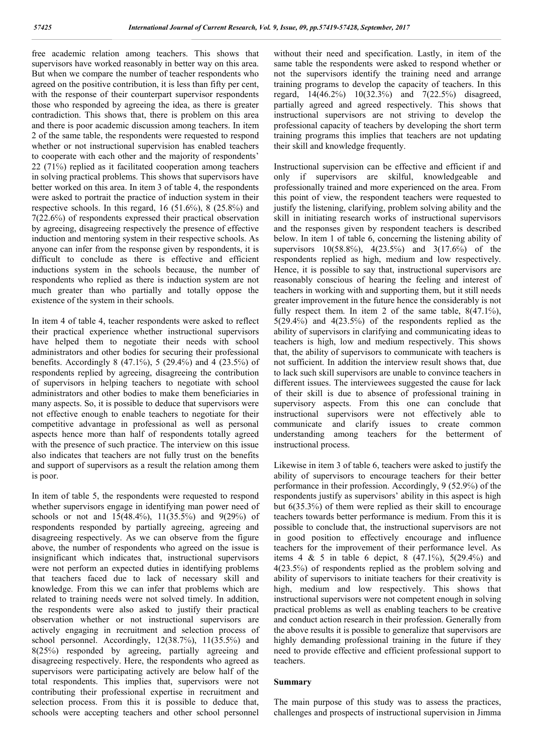free academic relation among teachers. This shows that supervisors have worked reasonably in better way on this area. But when we compare the number of teacher respondents who agreed on the positive contribution, it is less than fifty per cent, with the response of their counterpart supervisor respondents those who responded by agreeing the idea, as there is greater contradiction. This shows that, there is problem on this area and there is poor academic discussion among teachers. In item 2 of the same table, the respondents were requested to respond whether or not instructional supervision has enabled teachers to cooperate with each other and the majority of respondents' 22 (71%) replied as it facilitated cooperation among teachers in solving practical problems. This shows that supervisors have better worked on this area. In item 3 of table 4, the respondents were asked to portrait the practice of induction system in their respective schools. In this regard, 16 (51.6%), 8 (25.8%) and 7(22.6%) of respondents expressed their practical observation by agreeing, disagreeing respectively the presence of effective induction and mentoring system in their respective schools. As anyone can infer from the response given by respondents, it is difficult to conclude as there is effective and efficient inductions system in the schools because, the number of respondents who replied as there is induction system are not much greater than who partially and totally oppose the existence of the system in their schools.

In item 4 of table 4, teacher respondents were asked to reflect their practical experience whether instructional supervisors have helped them to negotiate their needs with school administrators and other bodies for securing their professional benefits. Accordingly 8 (47.1%), 5 (29.4%) and 4 (23.5%) of respondents replied by agreeing, disagreeing the contribution of supervisors in helping teachers to negotiate with school administrators and other bodies to make them beneficiaries in many aspects. So, it is possible to deduce that supervisors were not effective enough to enable teachers to negotiate for their competitive advantage in professional as well as personal aspects hence more than half of respondents totally agreed with the presence of such practice. The interview on this issue also indicates that teachers are not fully trust on the benefits and support of supervisors as a result the relation among them is poor.

In item of table 5, the respondents were requested to respond whether supervisors engage in identifying man power need of schools or not and 15(48.4%), 11(35.5%) and 9(29%) of respondents responded by partially agreeing, agreeing and disagreeing respectively. As we can observe from the figure above, the number of respondents who agreed on the issue is insignificant which indicates that, instructional supervisors were not perform an expected duties in identifying problems that teachers faced due to lack of necessary skill and knowledge. From this we can infer that problems which are related to training needs were not solved timely. In addition, the respondents were also asked to justify their practical observation whether or not instructional supervisors are actively engaging in recruitment and selection process of school personnel. Accordingly, 12(38.7%), 11(35.5%) and 8(25%) responded by agreeing, partially agreeing and disagreeing respectively. Here, the respondents who agreed as supervisors were participating actively are below half of the total respondents. This implies that, supervisors were not contributing their professional expertise in recruitment and selection process. From this it is possible to deduce that, schools were accepting teachers and other school personnel without their need and specification. Lastly, in item of the same table the respondents were asked to respond whether or not the supervisors identify the training need and arrange training programs to develop the capacity of teachers. In this regard, 14(46.2%) 10(32.3%) and 7(22.5%) disagreed, partially agreed and agreed respectively. This shows that instructional supervisors are not striving to develop the professional capacity of teachers by developing the short term training programs this implies that teachers are not updating their skill and knowledge frequently.

Instructional supervision can be effective and efficient if and only if supervisors are skilful, knowledgeable and professionally trained and more experienced on the area. From this point of view, the respondent teachers were requested to justify the listening, clarifying, problem solving ability and the skill in initiating research works of instructional supervisors and the responses given by respondent teachers is described below. In item 1 of table 6, concerning the listening ability of supervisors 10(58.8%), 4(23.5%) and 3(17.6%) of the respondents replied as high, medium and low respectively. Hence, it is possible to say that, instructional supervisors are reasonably conscious of hearing the feeling and interest of teachers in working with and supporting them, but it still needs greater improvement in the future hence the considerably is not fully respect them. In item 2 of the same table, 8(47.1%), 5(29.4%) and 4(23.5%) of the respondents replied as the ability of supervisors in clarifying and communicating ideas to teachers is high, low and medium respectively. This shows that, the ability of supervisors to communicate with teachers is not sufficient. In addition the interview result shows that, due to lack such skill supervisors are unable to convince teachers in different issues. The interviewees suggested the cause for lack of their skill is due to absence of professional training in supervisory aspects. From this one can conclude that instructional supervisors were not effectively able to communicate and clarify issues to create common understanding among teachers for the betterment of instructional process.

Likewise in item 3 of table 6, teachers were asked to justify the ability of supervisors to encourage teachers for their better performance in their profession. Accordingly, 9 (52.9%) of the respondents justify as supervisors' ability in this aspect is high but 6(35.3%) of them were replied as their skill to encourage teachers towards better performance is medium. From this it is possible to conclude that, the instructional supervisors are not in good position to effectively encourage and influence teachers for the improvement of their performance level. As items 4 & 5 in table 6 depict, 8 (47.1%), 5(29.4%) and 4(23.5%) of respondents replied as the problem solving and ability of supervisors to initiate teachers for their creativity is high, medium and low respectively. This shows that instructional supervisors were not competent enough in solving practical problems as well as enabling teachers to be creative and conduct action research in their profession. Generally from the above results it is possible to generalize that supervisors are highly demanding professional training in the future if they need to provide effective and efficient professional support to teachers.

## Summary

The main purpose of this study was to assess the practices, challenges and prospects of instructional supervision in Jimma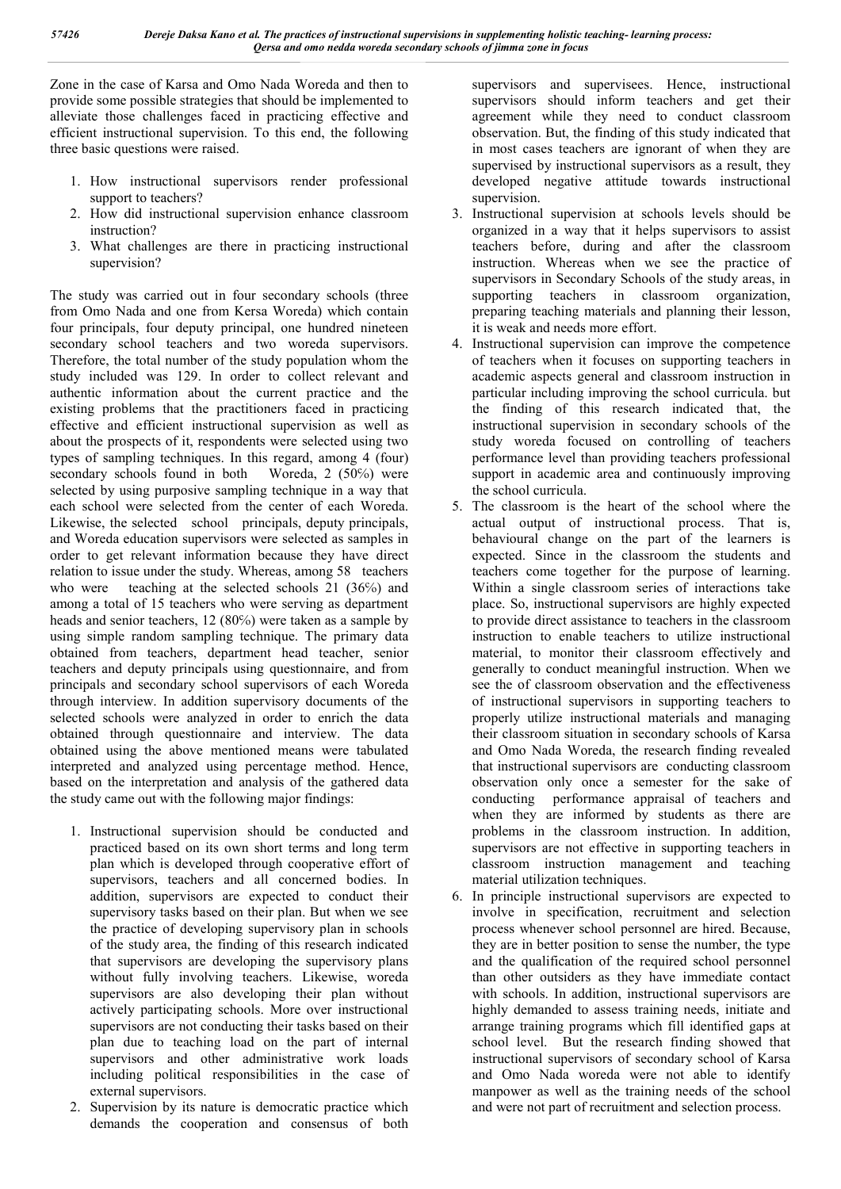Zone in the case of Karsa and Omo Nada Woreda and then to provide some possible strategies that should be implemented to alleviate those challenges faced in practicing effective and efficient instructional supervision. To this end, the following three basic questions were raised.

1. How instructional supervisors render professional support to teachers?
2. How did instructional supervision enhance classroom instruction?
3. What challenges are there in practicing instructional supervision?

The study was carried out in four secondary schools (three from Omo Nada and one from Kersa Woreda) which contain four principals, four deputy principal, one hundred nineteen secondary school teachers and two woreda supervisors. Therefore, the total number of the study population whom the study included was 129. In order to collect relevant and authentic information about the current practice and the existing problems that the practitioners faced in practicing effective and efficient instructional supervision as well as about the prospects of it, respondents were selected using two types of sampling techniques. In this regard, among 4 (four) secondary schools found in both Woreda, 2 (50%) were selected by using purposive sampling technique in a way that each school were selected from the center of each Woreda. Likewise, the selected school principals, deputy principals, and Woreda education supervisors were selected as samples in order to get relevant information because they have direct relation to issue under the study. Whereas, among 58 teachers who were teaching at the selected schools 21 (36%) and among a total of 15 teachers who were serving as department heads and senior teachers, 12 (80%) were taken as a sample by using simple random sampling technique. The primary data obtained from teachers, department head teacher, senior teachers and deputy principals using questionnaire, and from principals and secondary school supervisors of each Woreda through interview. In addition supervisory documents of the selected schools were analyzed in order to enrich the data obtained through questionnaire and interview. The data obtained using the above mentioned means were tabulated interpreted and analyzed using percentage method. Hence, based on the interpretation and analysis of the gathered data the study came out with the following major findings:

1. Instructional supervision should be conducted and practiced based on its own short terms and long term plan which is developed through cooperative effort of supervisors, teachers and all concerned bodies. In addition, supervisors are expected to conduct their supervisory tasks based on their plan. But when we see the practice of developing supervisory plan in schools of the study area, the finding of this research indicated that supervisors are developing the supervisory plans without fully involving teachers. Likewise, woreda supervisors are also developing their plan without actively participating schools. More over instructional supervisors are not conducting their tasks based on their plan due to teaching load on the part of internal supervisors and other administrative work loads including political responsibilities in the case of external supervisors.
2. Supervision by its nature is democratic practice which demands the cooperation and consensus of both supervisors and supervisees. Hence, instructional supervisors should inform teachers and get their agreement while they need to conduct classroom observation. But, the finding of this study indicated that in most cases teachers are ignorant of when they are supervised by instructional supervisors as a result, they developed negative attitude towards instructional supervision.
3. Instructional supervision at schools levels should be organized in a way that it helps supervisors to assist teachers before, during and after the classroom instruction. Whereas when we see the practice of supervisors in Secondary Schools of the study areas, in supporting teachers in classroom organization, preparing teaching materials and planning their lesson, it is weak and needs more effort.
4. Instructional supervision can improve the competence of teachers when it focuses on supporting teachers in academic aspects general and classroom instruction in particular including improving the school curricula. but the finding of this research indicated that, the instructional supervision in secondary schools of the study woreda focused on controlling of teachers performance level than providing teachers professional support in academic area and continuously improving the school curricula.
5. The classroom is the heart of the school where the actual output of instructional process. That is, behavioural change on the part of the learners is expected. Since in the classroom the students and teachers come together for the purpose of learning. Within a single classroom series of interactions take place. So, instructional supervisors are highly expected to provide direct assistance to teachers in the classroom instruction to enable teachers to utilize instructional material, to monitor their classroom effectively and generally to conduct meaningful instruction. When we see the of classroom observation and the effectiveness of instructional supervisors in supporting teachers to properly utilize instructional materials and managing their classroom situation in secondary schools of Karsa and Omo Nada Woreda, the research finding revealed that instructional supervisors are conducting classroom observation only once a semester for the sake of conducting performance appraisal of teachers and when they are informed by students as there are problems in the classroom instruction. In addition, supervisors are not effective in supporting teachers in classroom instruction management and teaching material utilization techniques.
6. In principle instructional supervisors are expected to involve in specification, recruitment and selection process whenever school personnel are hired. Because, they are in better position to sense the number, the type and the qualification of the required school personnel than other outsiders as they have immediate contact with schools. In addition, instructional supervisors are highly demanded to assess training needs, initiate and arrange training programs which fill identified gaps at school level. But the research finding showed that instructional supervisors of secondary school of Karsa and Omo Nada woreda were not able to identify manpower as well as the training needs of the school and were not part of recruitment and selection process.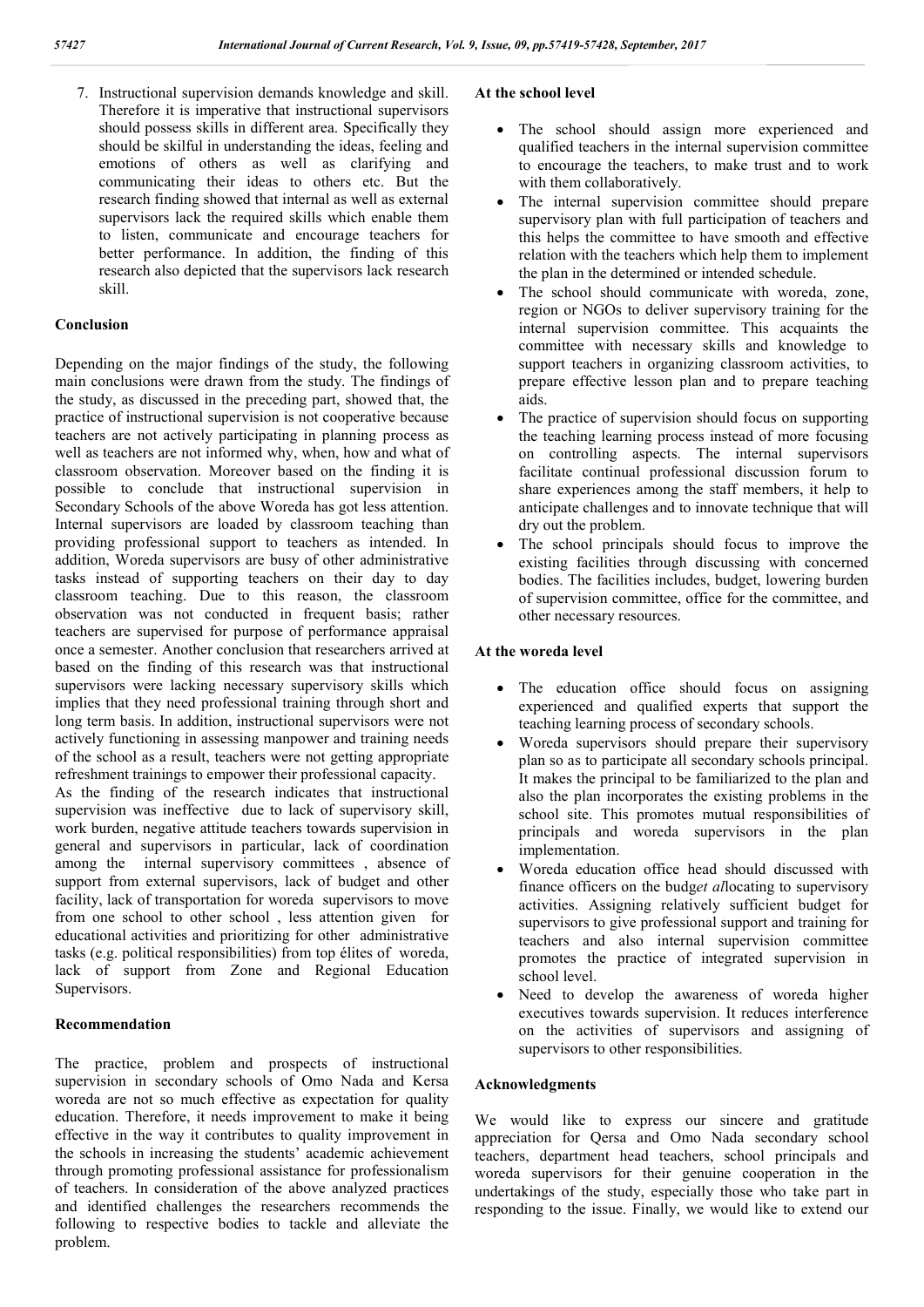7. Instructional supervision demands knowledge and skill. Therefore it is imperative that instructional supervisors should possess skills in different area. Specifically they should be skilful in understanding the ideas, feeling and emotions of others as well as clarifying and communicating their ideas to others etc. But the research finding showed that internal as well as external supervisors lack the required skills which enable them to listen, communicate and encourage teachers for better performance. In addition, the finding of this research also depicted that the supervisors lack research skill.

## Conclusion

Depending on the major findings of the study, the following main conclusions were drawn from the study. The findings of the study, as discussed in the preceding part, showed that, the practice of instructional supervision is not cooperative because teachers are not actively participating in planning process as well as teachers are not informed why, when, how and what of classroom observation. Moreover based on the finding it is possible to conclude that instructional supervision in Secondary Schools of the above Woreda has got less attention. Internal supervisors are loaded by classroom teaching than providing professional support to teachers as intended. In addition, Woreda supervisors are busy of other administrative tasks instead of supporting teachers on their day to day classroom teaching. Due to this reason, the classroom observation was not conducted in frequent basis; rather teachers are supervised for purpose of performance appraisal once a semester. Another conclusion that researchers arrived at based on the finding of this research was that instructional supervisors were lacking necessary supervisory skills which implies that they need professional training through short and long term basis. In addition, instructional supervisors were not actively functioning in assessing manpower and training needs of the school as a result, teachers were not getting appropriate refreshment trainings to empower their professional capacity.

As the finding of the research indicates that instructional supervision was ineffective due to lack of supervisory skill, work burden, negative attitude teachers towards supervision in general and supervisors in particular, lack of coordination among the internal supervisory committees , absence of support from external supervisors, lack of budget and other facility, lack of transportation for woreda supervisors to move from one school to other school , less attention given for educational activities and prioritizing for other administrative tasks (e.g. political responsibilities) from top élites of woreda, lack of support from Zone and Regional Education Supervisors.

## Recommendation

The practice, problem and prospects of instructional supervision in secondary schools of Omo Nada and Kersa woreda are not so much effective as expectation for quality education. Therefore, it needs improvement to make it being effective in the way it contributes to quality improvement in the schools in increasing the students' academic achievement through promoting professional assistance for professionalism of teachers. In consideration of the above analyzed practices and identified challenges the researchers recommends the following to respective bodies to tackle and alleviate the problem.

### At the school level

- The school should assign more experienced and qualified teachers in the internal supervision committee to encourage the teachers, to make trust and to work with them collaboratively.
- The internal supervision committee should prepare supervisory plan with full participation of teachers and this helps the committee to have smooth and effective relation with the teachers which help them to implement the plan in the determined or intended schedule.
- The school should communicate with woreda, zone, region or NGOs to deliver supervisory training for the internal supervision committee. This acquaints the committee with necessary skills and knowledge to support teachers in organizing classroom activities, to prepare effective lesson plan and to prepare teaching aids.
- The practice of supervision should focus on supporting the teaching learning process instead of more focusing on controlling aspects. The internal supervisors facilitate continual professional discussion forum to share experiences among the staff members, it help to anticipate challenges and to innovate technique that will dry out the problem.
- The school principals should focus to improve the existing facilities through discussing with concerned bodies. The facilities includes, budget, lowering burden of supervision committee, office for the committee, and other necessary resources.

### At the woreda level

- The education office should focus on assigning experienced and qualified experts that support the teaching learning process of secondary schools.
- Woreda supervisors should prepare their supervisory plan so as to participate all secondary schools principal. It makes the principal to be familiarized to the plan and also the plan incorporates the existing problems in the school site. This promotes mutual responsibilities of principals and woreda supervisors in the plan implementation.
- Woreda education office head should discussed with finance officers on the budg*et al*locating to supervisory activities. Assigning relatively sufficient budget for supervisors to give professional support and training for teachers and also internal supervision committee promotes the practice of integrated supervision in school level.
- Need to develop the awareness of woreda higher executives towards supervision. It reduces interference on the activities of supervisors and assigning of supervisors to other responsibilities.

## Acknowledgments

We would like to express our sincere and gratitude appreciation for Qersa and Omo Nada secondary school teachers, department head teachers, school principals and woreda supervisors for their genuine cooperation in the undertakings of the study, especially those who take part in responding to the issue. Finally, we would like to extend our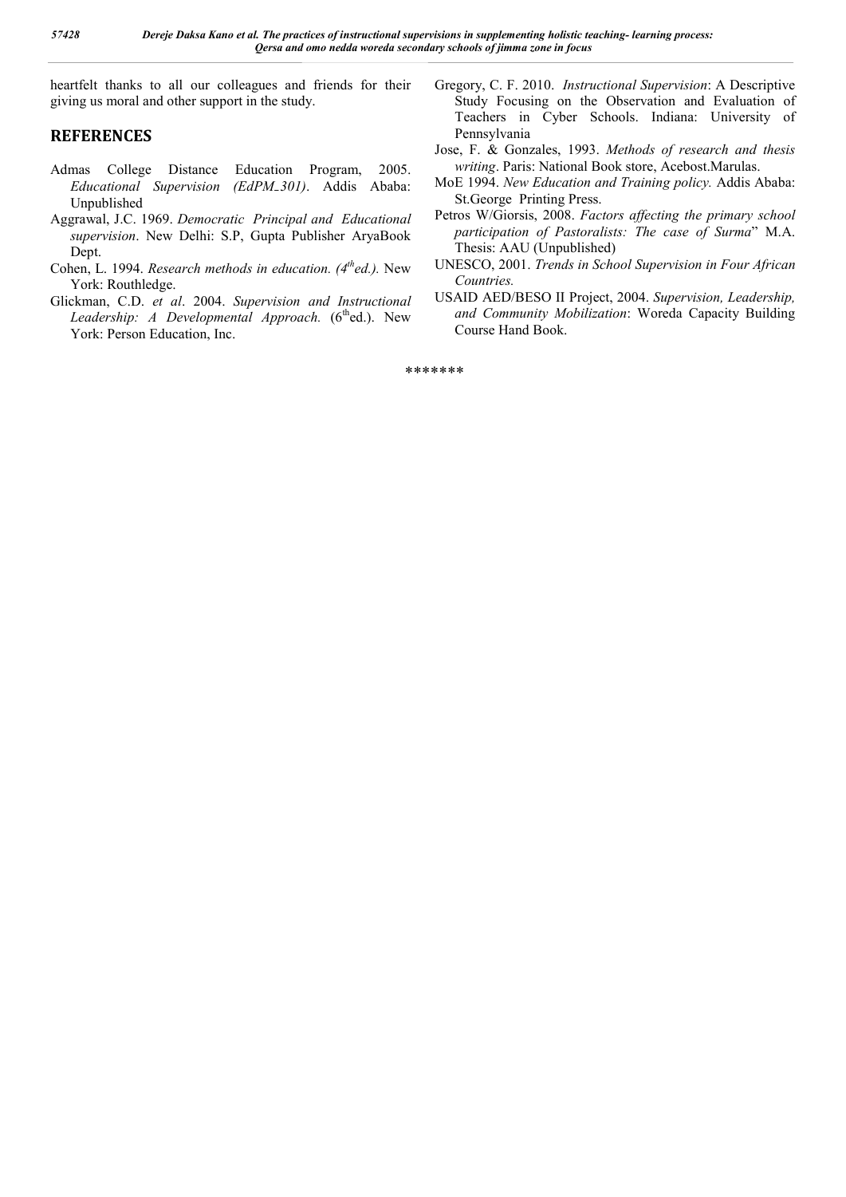heartfelt thanks to all our colleagues and friends for their giving us moral and other support in the study.

## REFERENCES

Admas College Distance Education Program, 2005. *Educational Supervision (EdPM_301)*. Addis Ababa: Unpublished

Aggrawal, J.C. 1969. *Democratic Principal and Educational supervision*. New Delhi: S.P, Gupta Publisher AryaBook Dept.

Cohen, L. 1994. *Research methods in education. (4th ed.).* New York: Routhledge.

Glickman, C.D. *et al*. 2004. *Supervision and Instructional Leadership: A Developmental Approach.* (6th ed.). New York: Person Education, Inc.

Gregory, C. F. 2010. *Instructional Supervision*: A Descriptive Study Focusing on the Observation and Evaluation of Teachers in Cyber Schools. Indiana: University of Pennsylvania

Jose, F. & Gonzales, 1993. *Methods of research and thesis writing*. Paris: National Book store, Acebost.Marulas.

MoE 1994. *New Education and Training policy.* Addis Ababa: St.George Printing Press.

Petros W/Giorsis, 2008. *Factors affecting the primary school participation of Pastoralists: The case of Surma*" M.A. Thesis: AAU (Unpublished)

UNESCO, 2001. *Trends in School Supervision in Four African Countries.*

USAID AED/BESO II Project, 2004. *Supervision, Leadership, and Community Mobilization*: Woreda Capacity Building Course Hand Book.

*******